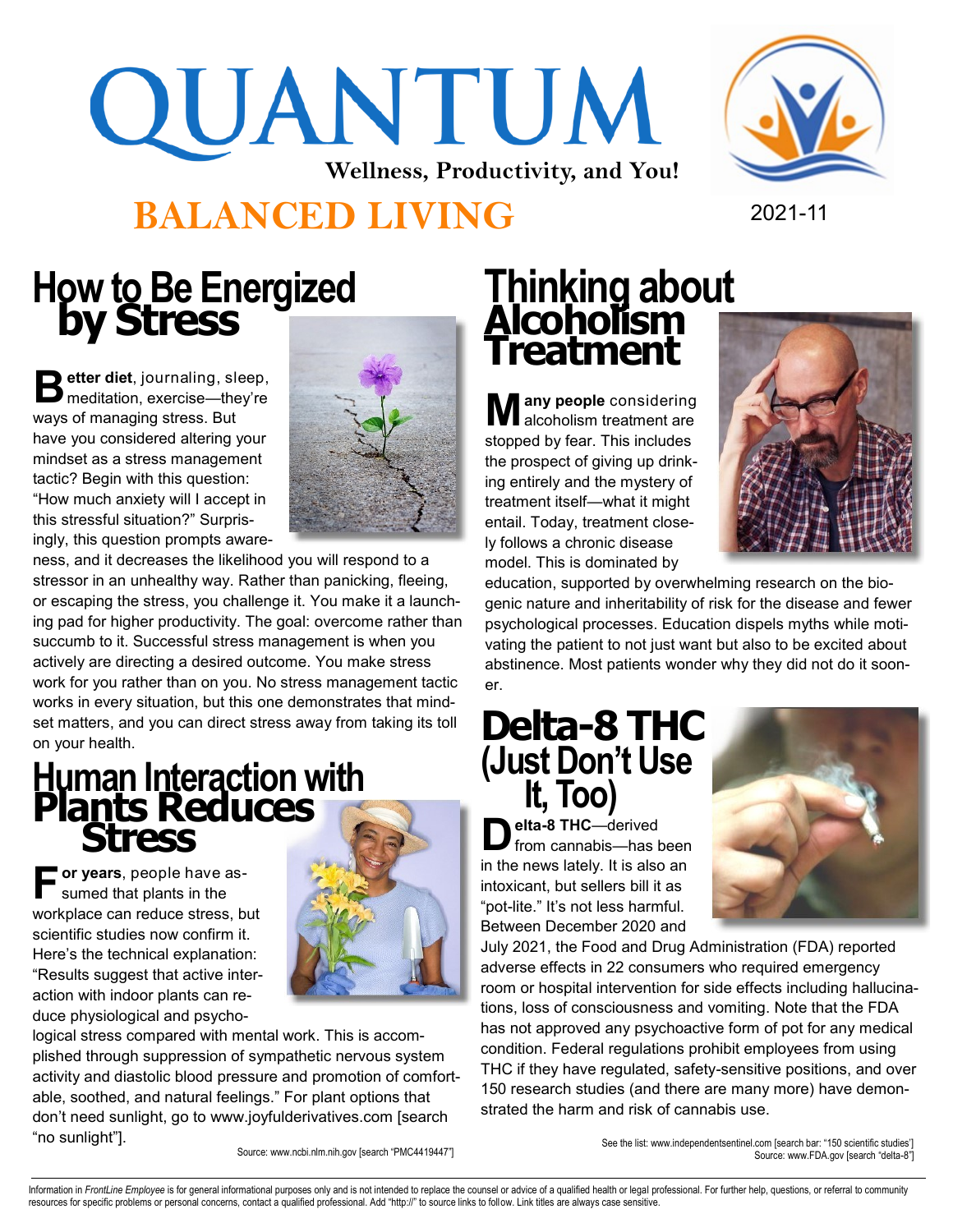# QUANTUM

**Wellness, Productivity, and You!**

## BALANCED LIVING

2021-11

## How to Be Energized by Stress

**Better diet**, journaling, sleep, meditation, exercise—they're ways of managing stress. But have you considered altering your mindset as a stress management tactic? Begin with this question: "How much anxiety will I accept in this stressful situation?" Surprisingly, this question prompts awareness, and it decreases the likelihood you will respond to a stressor in an unhealthy way. Rather than panicking, fleeing, or escaping the stress, you challenge it. You make it a launching pad for higher productivity. The goal: overcome rather than succumb to it. Successful stress management is when you actively are directing a desired outcome. You make stress work for you rather than on you. No stress management tactic works in every situation, but this one demonstrates that mindset matters, and you can direct stress away from taking its toll on your health.

## Human Interaction with Plants Reduces Stress

**For years**, people have assumed that plants in the workplace can reduce stress, but scientific studies now confirm it. Here's the technical explanation: "Results suggest that active interaction with indoor plants can reduce physiological and psychological stress compared with mental work. This is accomplished through suppression of sympathetic nervous system activity and diastolic blood pressure and promotion of comfortable, soothed, and natural feelings." For plant options that don't need sunlight, go to www.joyfulderivatives.com [search "no sunlight"].

Source: www.ncbi.nlm.nih.gov [search "PMC4419447"]

## Thinking about Alcoholism Treatment

**Many people** considering alcoholism treatment are stopped by fear. This includes the prospect of giving up drinking entirely and the mystery of treatment itself—what it might entail. Today, treatment closely follows a chronic disease model. This is dominated by education, supported by overwhelming research on the biogenic nature and inheritability of risk for the disease and fewer psychological processes. Education dispels myths while motivating the patient to not just want but also to be excited about abstinence. Most patients wonder why they did not do it sooner.

## Delta-8 THC (Just Don't Use It, Too)

**Delta-8 THC**—derived from cannabis—has been in the news lately. It is also an intoxicant, but sellers bill it as "pot-lite." It's not less harmful. Between December 2020 and July 2021, the Food and Drug Administration (FDA) reported adverse effects in 22 consumers who required emergency room or hospital intervention for side effects including hallucinations, loss of consciousness and vomiting. Note that the FDA has not approved any psychoactive form of pot for any medical condition. Federal regulations prohibit employees from using THC if they have regulated, safety-sensitive positions, and over 150 research studies (and there are many more) have demonstrated the harm and risk of cannabis use.

See the list: www.independentsentinel.com [search bar: "150 scientific studies"]
Source: www.FDA.gov [search "delta-8"]

Information in *FrontLine Employee* is for general informational purposes only and is not intended to replace the counsel or advice of a qualified health or legal professional. For further help, questions, or referral to community resources for specific problems or personal concerns, contact a qualified professional. Add "http://" to source links to follow. Link titles are always case sensitive.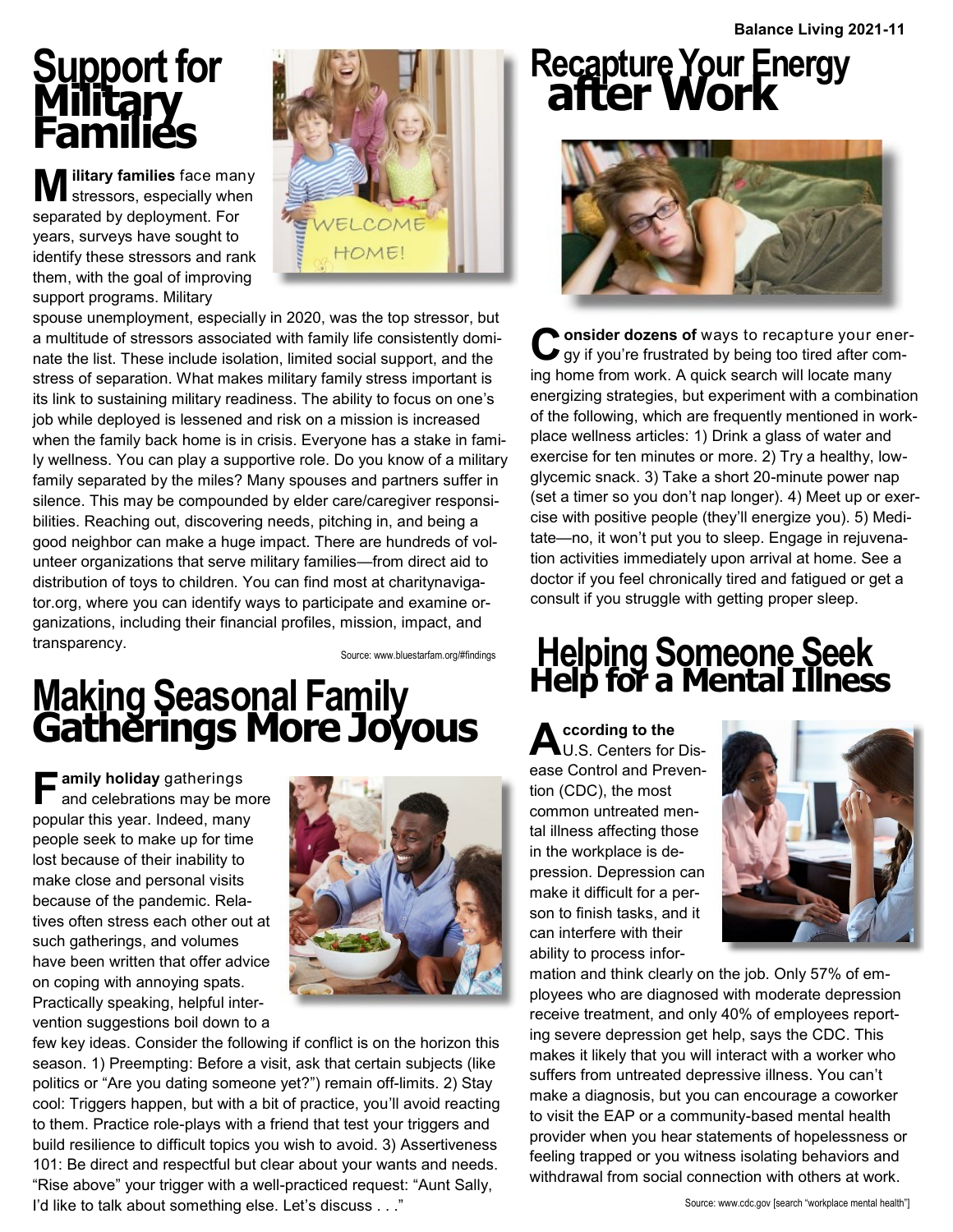# Support for Military Families

**Military families** face many stressors, especially when separated by deployment. For years, surveys have sought to identify these stressors and rank them, with the goal of improving support programs. Military spouse unemployment, especially in 2020, was the top stressor, but a multitude of stressors associated with family life consistently dominate the list. These include isolation, limited social support, and the stress of separation. What makes military family stress important is its link to sustaining military readiness. The ability to focus on one's job while deployed is lessened and risk on a mission is increased when the family back home is in crisis. Everyone has a stake in family wellness. You can play a supportive role. Do you know of a military family separated by the miles? Many spouses and partners suffer in silence. This may be compounded by elder care/caregiver responsibilities. Reaching out, discovering needs, pitching in, and being a good neighbor can make a huge impact. There are hundreds of volunteer organizations that serve military families—from direct aid to distribution of toys to children. You can find most at charitynavigator.org, where you can identify ways to participate and examine organizations, including their financial profiles, mission, impact, and transparency.

Source: www.bluestarfam.org/#findings

# Making Seasonal Family Gatherings More Joyous

**Family holiday** gatherings and celebrations may be more popular this year. Indeed, many people seek to make up for time lost because of their inability to make close and personal visits because of the pandemic. Relatives often stress each other out at such gatherings, and volumes have been written that offer advice on coping with annoying spats. Practically speaking, helpful intervention suggestions boil down to a few key ideas. Consider the following if conflict is on the horizon this season. 1) Preempting: Before a visit, ask that certain subjects (like politics or "Are you dating someone yet?") remain off-limits. 2) Stay cool: Triggers happen, but with a bit of practice, you'll avoid reacting to them. Practice role-plays with a friend that test your triggers and build resilience to difficult topics you wish to avoid. 3) Assertiveness 101: Be direct and respectful but clear about your wants and needs. "Rise above" your trigger with a well-practiced request: "Aunt Sally, I'd like to talk about something else. Let's discuss . . ."

# Recapture Your Energy after Work

**Consider dozens of** ways to recapture your energy if you're frustrated by being too tired after coming home from work. A quick search will locate many energizing strategies, but experiment with a combination of the following, which are frequently mentioned in workplace wellness articles: 1) Drink a glass of water and exercise for ten minutes or more. 2) Try a healthy, low-glycemic snack. 3) Take a short 20-minute power nap (set a timer so you don't nap longer). 4) Meet up or exercise with positive people (they'll energize you). 5) Meditate—no, it won't put you to sleep. Engage in rejuvenation activities immediately upon arrival at home. See a doctor if you feel chronically tired and fatigued or get a consult if you struggle with getting proper sleep.

# Helping Someone Seek Help for a Mental Illness

**According to the** U.S. Centers for Disease Control and Prevention (CDC), the most common untreated mental illness affecting those in the workplace is depression. Depression can make it difficult for a person to finish tasks, and it can interfere with their ability to process information and think clearly on the job. Only 57% of employees who are diagnosed with moderate depression receive treatment, and only 40% of employees reporting severe depression get help, says the CDC. This makes it likely that you will interact with a worker who suffers from untreated depressive illness. You can't make a diagnosis, but you can encourage a coworker to visit the EAP or a community-based mental health provider when you hear statements of hopelessness or feeling trapped or you witness isolating behaviors and withdrawal from social connection with others at work.

Source: www.cdc.gov [search "workplace mental health"]